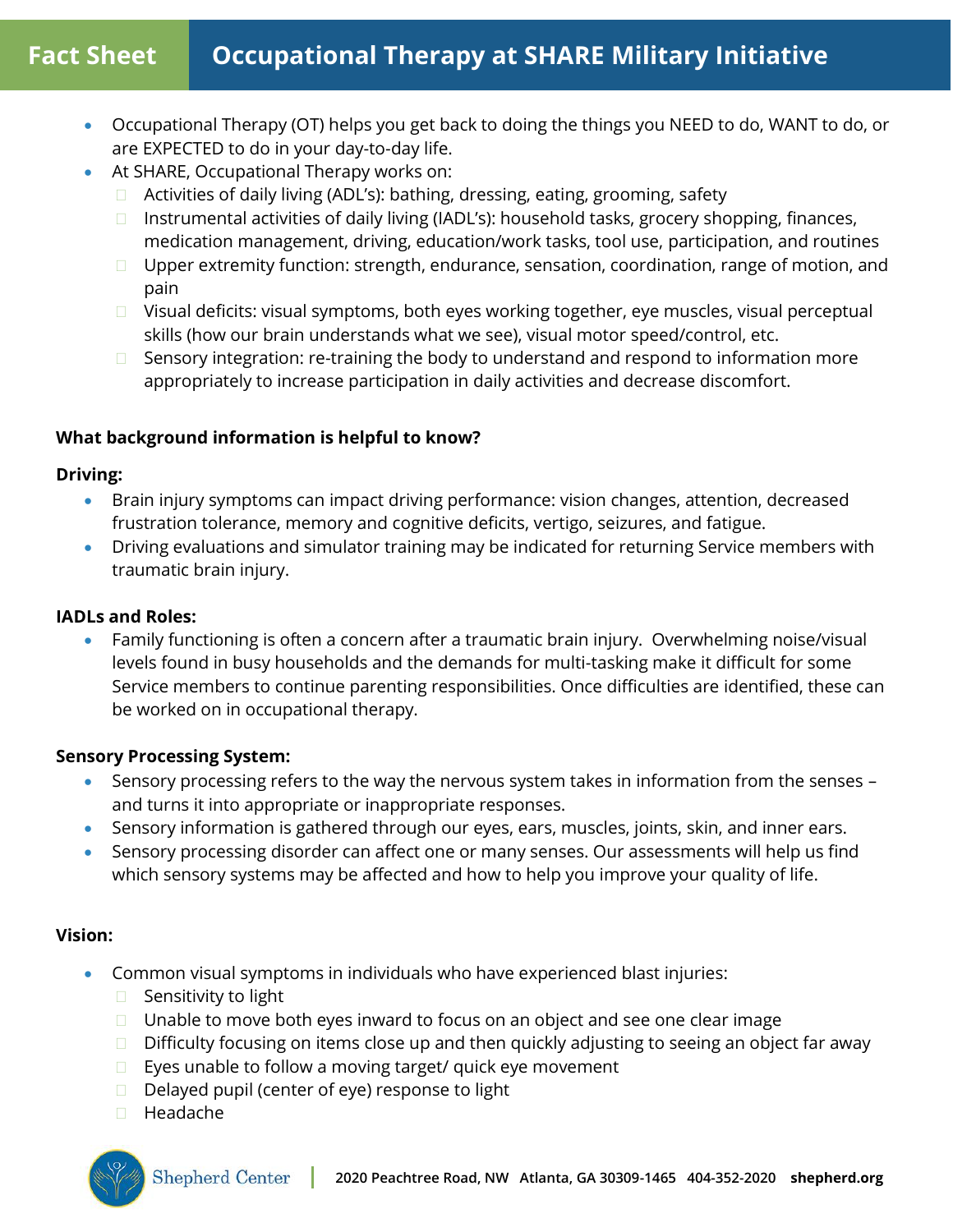# Fact Sheet — Occupational Therapy at SHARE Military Initiative

- Occupational Therapy (OT) helps you get back to doing the things you NEED to do, WANT to do, or are EXPECTED to do in your day-to-day life.
- At SHARE, Occupational Therapy works on:
  - Activities of daily living (ADL's): bathing, dressing, eating, grooming, safety
  - Instrumental activities of daily living (IADL's): household tasks, grocery shopping, finances, medication management, driving, education/work tasks, tool use, participation, and routines
  - Upper extremity function: strength, endurance, sensation, coordination, range of motion, and pain
  - Visual deficits: visual symptoms, both eyes working together, eye muscles, visual perceptual skills (how our brain understands what we see), visual motor speed/control, etc.
  - Sensory integration: re-training the body to understand and respond to information more appropriately to increase participation in daily activities and decrease discomfort.

**What background information is helpful to know?**

**Driving:**

- Brain injury symptoms can impact driving performance: vision changes, attention, decreased frustration tolerance, memory and cognitive deficits, vertigo, seizures, and fatigue.
- Driving evaluations and simulator training may be indicated for returning Service members with traumatic brain injury.

**IADLs and Roles:**

- Family functioning is often a concern after a traumatic brain injury. Overwhelming noise/visual levels found in busy households and the demands for multi-tasking make it difficult for some Service members to continue parenting responsibilities. Once difficulties are identified, these can be worked on in occupational therapy.

**Sensory Processing System:**

- Sensory processing refers to the way the nervous system takes in information from the senses – and turns it into appropriate or inappropriate responses.
- Sensory information is gathered through our eyes, ears, muscles, joints, skin, and inner ears.
- Sensory processing disorder can affect one or many senses. Our assessments will help us find which sensory systems may be affected and how to help you improve your quality of life.

**Vision:**

- Common visual symptoms in individuals who have experienced blast injuries:
  - Sensitivity to light
  - Unable to move both eyes inward to focus on an object and see one clear image
  - Difficulty focusing on items close up and then quickly adjusting to seeing an object far away
  - Eyes unable to follow a moving target/ quick eye movement
  - Delayed pupil (center of eye) response to light
  - Headache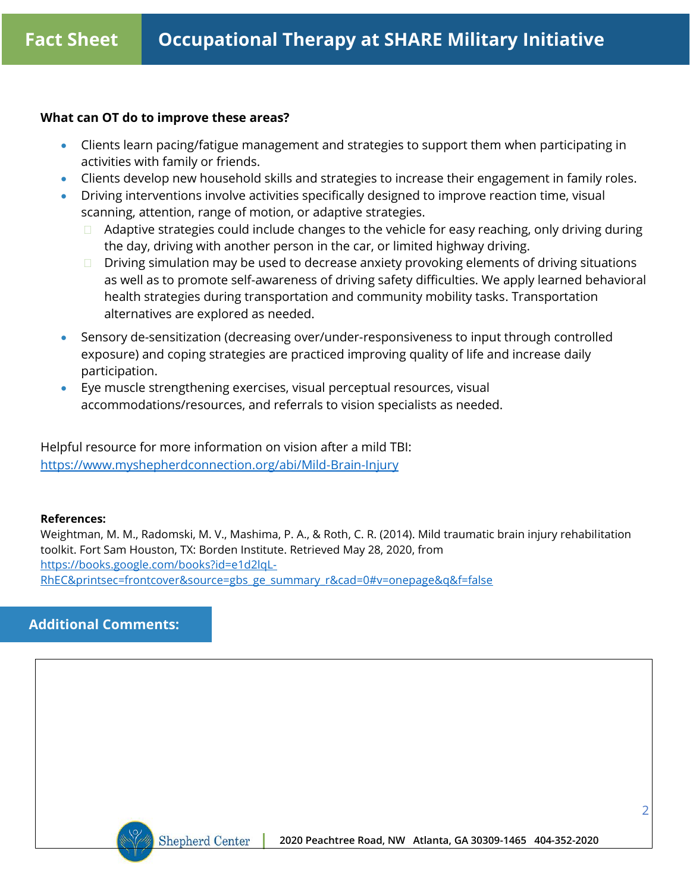# Fact Sheet — Occupational Therapy at SHARE Military Initiative

**What can OT do to improve these areas?**

- Clients learn pacing/fatigue management and strategies to support them when participating in activities with family or friends.
- Clients develop new household skills and strategies to increase their engagement in family roles.
- Driving interventions involve activities specifically designed to improve reaction time, visual scanning, attention, range of motion, or adaptive strategies.
  - Adaptive strategies could include changes to the vehicle for easy reaching, only driving during the day, driving with another person in the car, or limited highway driving.
  - Driving simulation may be used to decrease anxiety provoking elements of driving situations as well as to promote self-awareness of driving safety difficulties. We apply learned behavioral health strategies during transportation and community mobility tasks. Transportation alternatives are explored as needed.
- Sensory de-sensitization (decreasing over/under-responsiveness to input through controlled exposure) and coping strategies are practiced improving quality of life and increase daily participation.
- Eye muscle strengthening exercises, visual perceptual resources, visual accommodations/resources, and referrals to vision specialists as needed.

Helpful resource for more information on vision after a mild TBI:
https://www.myshepherdconnection.org/abi/Mild-Brain-Injury

**References:**

Weightman, M. M., Radomski, M. V., Mashima, P. A., & Roth, C. R. (2014). Mild traumatic brain injury rehabilitation toolkit. Fort Sam Houston, TX: Borden Institute. Retrieved May 28, 2020, from https://books.google.com/books?id=e1d2lqL-RhEC&printsec=frontcover&source=gbs_ge_summary_r&cad=0#v=onepage&q&f=false

## Additional Comments:

Shepherd Center | 2020 Peachtree Road, NW Atlanta, GA 30309-1465 404-352-2020